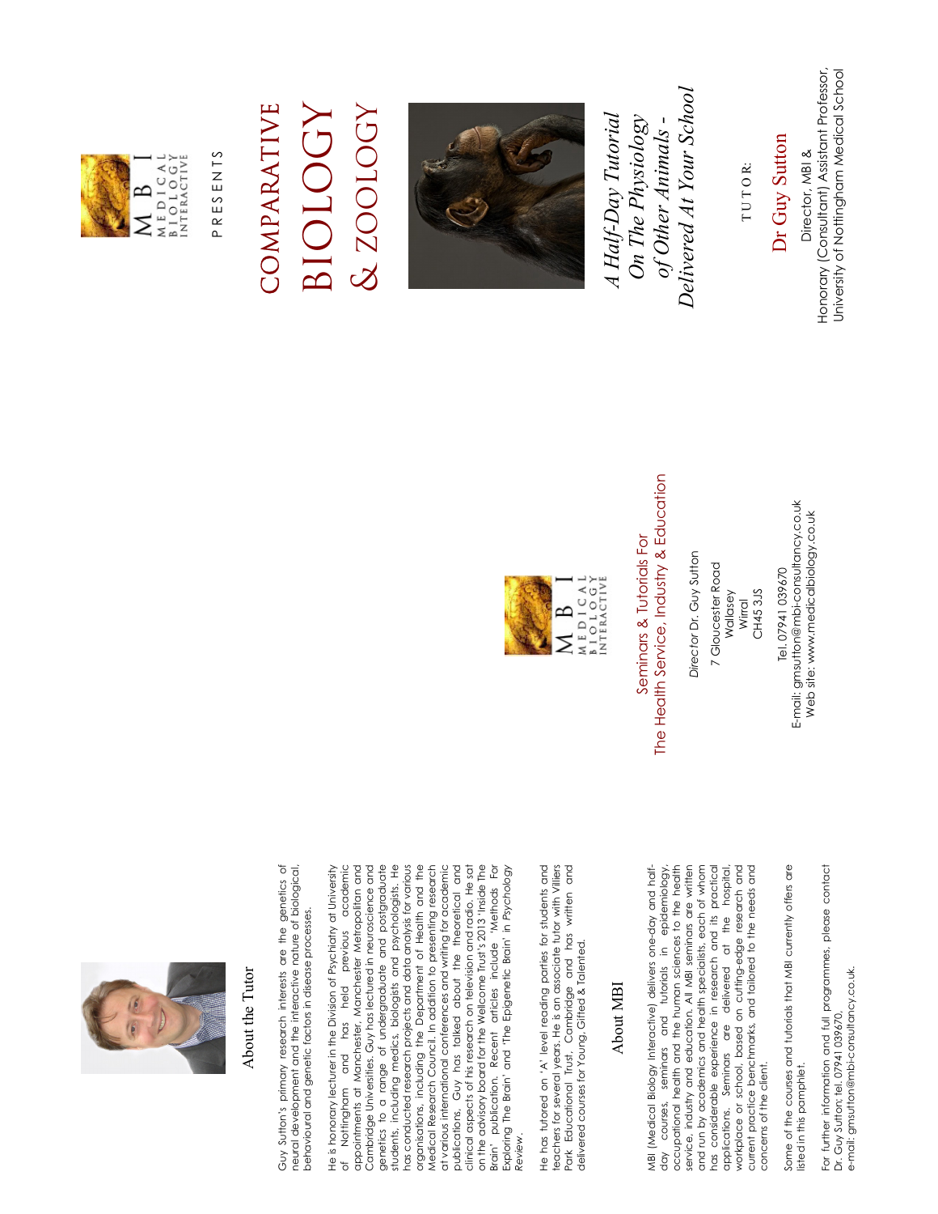M B I
MEDICAL BIOLOGY INTERACTIVE

PRESENTS

# COMPARATIVE BIOLOGY & ZOOLOGY

*A Half-Day Tutorial On The Physiology of Other Animals - Delivered At Your School*

TUTOR:

**Dr Guy Sutton**

Director, MBI &
Honorary (Consultant) Assistant Professor,
University of Nottingham Medical School

---

M B I
MEDICAL BIOLOGY INTERACTIVE

Seminars & Tutorials For
The Health Service, Industry & Education

*Director* Dr. Guy Sutton

7 Gloucester Road
Wallasey
Wirral
CH45 3JS

Tel. 07941 039670
E-mail: gmsutton@mbi-consultancy.co.uk
Web site: www.medicalbiology.co.uk

---

## About the Tutor

Guy Sutton's primary research interests are the genetics of neural development and the interactive nature of biological, behavioural and genetic factors in disease processes.

He is honorary lecturer in the Division of Psychiatry at University of Nottingham and has held previous academic appointments at Manchester, Manchester Metropolitan and Cambridge Universities. Guy has lectured in neuroscience and genetics to a range of undergraduate and postgraduate students, including medics, biologists and psychologists. He has conducted research projects and data analysis for various organisations, including the Department of Health and the Medical Research Council. In addition to presenting research at various international conferences and writing for academic publications, Guy has talked about the theoretical and clinical aspects of his research on television and radio. He sat on the advisory board for the Wellcome Trust's 2013 'Inside The Brain' publication. Recent articles include 'Methods For Exploring The Brain' and 'The Epigenetic Brain' in *Psychology Review*.

He has tutored on 'A' level reading parties for students and teachers for several years. He is an associate tutor with Villiers Park Educational Trust, Cambridge and has written and delivered courses for Young, Gifted & Talented.

## About MBI

MBI (Medical Biology Interactive) delivers one-day and half-day courses, seminars and tutorials in epidemiology, occupational health and the human sciences to the health service, industry and education. All MBI seminars are written and run by academics and health specialists, each of whom has considerable experience in research and its practical applications. Seminars are delivered at the hospital, workplace or school, based on cutting-edge research and current practice benchmarks, and tailored to the needs and concerns of the client.

Some of the courses and tutorials that MBI currently offers are listed in this pamphlet.

For further information and full programmes, please contact Dr. Guy Sutton: tel. 07941 039670,
e-mail: gmsutton@mbi-consultancy.co.uk.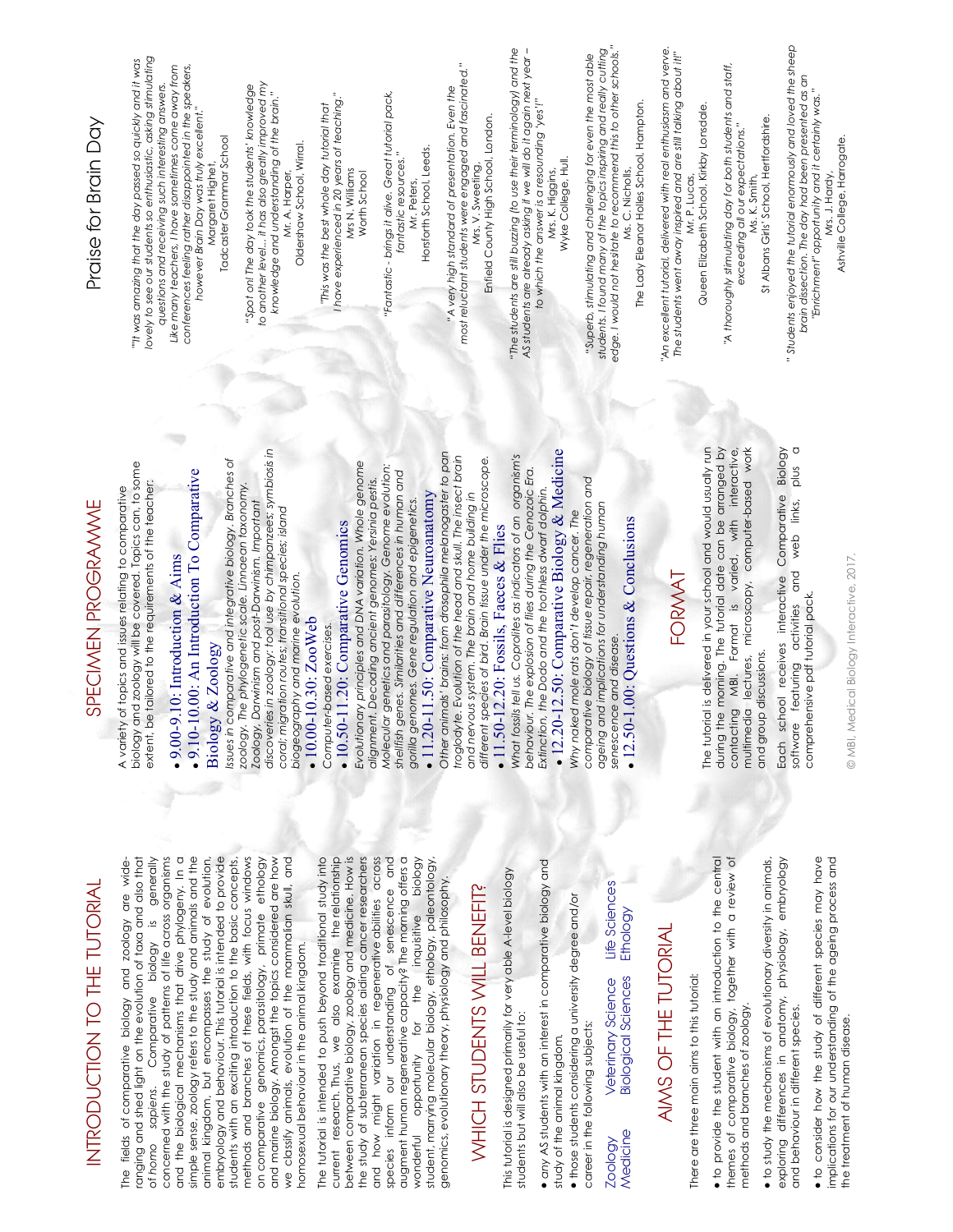# INTRODUCTION TO THE TUTORIAL

The fields of comparative biology and zoology are wide-ranging and shed light on the evolution of taxa and also that of *homo sapiens*. Comparative biology is generally concerned with the study of patterns of life across organisms and the biological mechanisms that drive phylogeny. In a simple sense, zoology refers to the study and animals and the animal kingdom, but encompasses the study of evolution, embryology and behaviour. This tutorial is intended to provide students with an exciting introduction to the basic concepts, methods and branches of these fields, with focus windows on comparative genomics, parasitology, primate ethology and marine biology. Amongst the topics considered are how we classify animals, evolution of the mammalian skull, and homosexual behaviour in the animal kingdom.

The tutorial is intended to push beyond traditional study into current research. Thus, we also examine the relationship between comparative biology, zoology and medicine. How is the study of subterranean species aiding cancer researchers and how might variation in regenerative abilities across species inform our understanding of senescence and augment human regenerative capacity? The morning offers a wonderful opportunity for the inquisitive biology student, marrying molecular biology, ethology, paleontology, genomics, evolutionary theory, physiology and philosophy.

# WHICH STUDENTS WILL BENEFIT?

This tutorial is designed primarily for very able A-level biology students but will also be useful to:

- any AS students with an interest in comparative biology and study of the animal kingdom.
- those students considering a university degree and/or career in the following subjects:

| | | |
|---|---|---|
| Zoology | Veterinary Science | Life Sciences |
| Medicine | Biological Sciences | Ethology |

# AIMS OF THE TUTORIAL

There are three main aims to this tutorial:

- to provide the student with an introduction to the central themes of comparative biology, together with a review of methods and branches of zoology.
- to study the mechanisms of evolutionary diversity in animals, exploring differences in anatomy, physiology, embryology and behaviour in different species.
- to consider how the study of different species may have implications for our understanding of the ageing process and the treatment of human disease.

# SPECIMEN PROGRAMME

A variety of topics and issues relating to comparative biology and zoology will be covered. Topics can, to some extent, be tailored to the requirements of the teacher:

- **9.00-9.10: Introduction & Aims**
- **9.10-10.00: An Introduction To Comparative Biology & Zoology**

*Issues in comparative and integrative biology. Branches of zoology. The phylogenetic scale. Linnaean taxonomy. Zoology, Darwinism and post-Darwinism. Important discoveries in zoology: tool use by chimpanzees; symbiosis in coral; migration routes; transitional species; island biogeography and marine evolution.*

- **10.00-10.30: ZooWeb**

*Computer-based exercises.*

- **10.50-11.20: Comparative Genomics**

*Evolutionary principles and DNA variation. Whole genome alignment. Decoding ancient genomes: Yersinia pestis. Molecular genetics and parasitology. Genome evolution: shellfish genes. Similarities and differences in human and gorilla genomes. Gene regulation and epigenetics.*

- **11.20-11.50: Comparative Neuroanatomy**

*Other animals' brains: from drosophila melanogaster to pan troglodyte. Evolution of the head and skull. The insect brain and nervous system. The brain and home building in different species of bird. Brain tissue under the microscope.*

- **11.50-12.20: Fossils, Faeces & Flies**

*What fossils tell us. Coprolites as indicators of an organism's behaviour. The explosion of flies during the Cenozoic Era. Extinction, the Dodo and the toothless dwarf dolphin.*

- **12.20-12.50: Comparative Biology & Medicine**

*Why naked mole rats don't develop cancer. The comparative biology of tissue repair, regeneration and ageing and implications for understanding human senescence and disease.*

- **12.50-1.00: Questions & Conclusions**

# FORMAT

The tutorial is delivered in your school and would usually run during the morning. The tutorial date can be arranged by contacting MBI. Format is varied, with interactive, multimedia lectures, microscopy, computer-based work and group discussions.

Each school receives interactive Comparative Biology software featuring activities and web links, plus a comprehensive pdf tutorial pack.

© MBI, Medical Biology Interactive, 2017.

# Praise for Brain Day

*"It was amazing that the day passed so quickly and it was lovely to see our students so enthusiastic, asking stimulating questions and receiving such interesting answers. Like many teachers, I have sometimes come away from conferences feeling rather disappointed in the speakers, however Brain Day was truly excellent."*
Margaret Highet,
Tadcaster Grammar School

*"Spot on! The day took the students' knowledge to another level... it has also greatly improved my knowledge and understanding of the brain."*
Mr. A. Harper,
Oldershaw School, Wirral.

*"This was the best whole day tutorial that I have experienced in 20 years of teaching."*
Mrs N. Williams
Worth School

*"Fantastic - brings it alive. Great tutorial pack, fantastic resources."*
Mr. Peters,
Horsforth School, Leeds.

*"A very high standard of presentation. Even the most reluctant students were engaged and fascinated."*
Mrs. V. Sweeting,
Enfield County High School, London.

*"The students are still buzzing (to use their terminology) and the AS students are already asking if we will do it again next year – to which the answer is a resounding 'yes'!"*
Mrs. K. Higgins,
Wyke College, Hull.

*"Superb, stimulating and challenging for even the most able students. I found many of the topics inspiring and really cutting edge. I would not hesitate to recommend this to other schools."*
Ms. C. Nicholls,
The Lady Eleanor Holles School, Hampton.

*"An excellent tutorial, delivered with real enthusiasm and verve. The students went away inspired and are still talking about it!"*
Mr. P. Lucas,
Queen Elizabeth School, Kirkby Lonsdale.

*"A thoroughly stimulating day for both students and staff, exceeding all our expectations."*
Ms. K. Smith,
St Albans Girls' School, Hertfordshire.

*" Students enjoyed the tutorial enormously and loved the sheep brain dissection. The day had been presented as an "Enrichment" opportunity and it certainly was."*
Mrs. J. Hardy,
Ashville College, Harrogate.